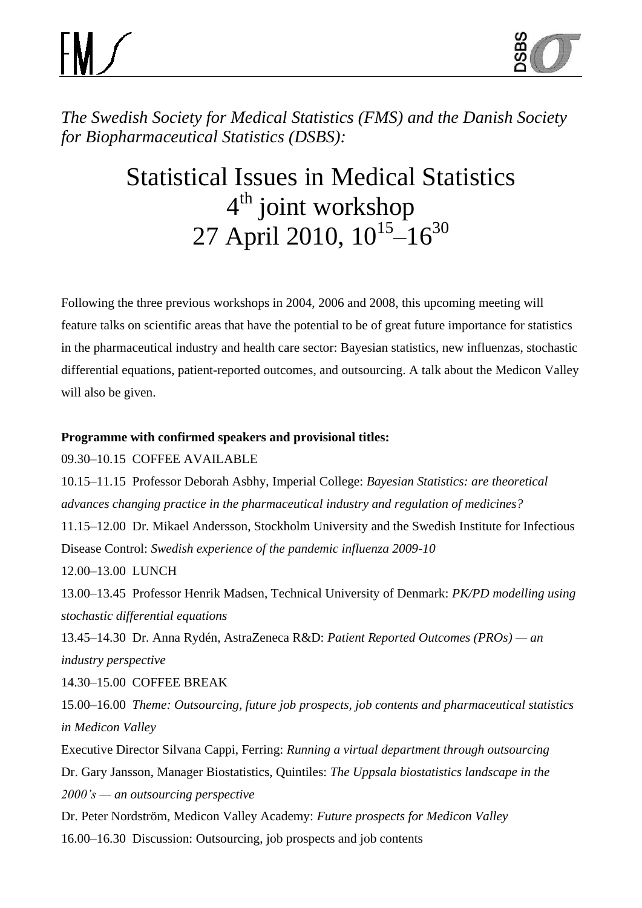*The Swedish Society for Medical Statistics (FMS) and the Danish Society for Biopharmaceutical Statistics (DSBS):*

# Statistical Issues in Medical Statistics
## $4^{th}$ joint workshop
## 27 April 2010, $10^{15}$–$16^{30}$

Following the three previous workshops in 2004, 2006 and 2008, this upcoming meeting will feature talks on scientific areas that have the potential to be of great future importance for statistics in the pharmaceutical industry and health care sector: Bayesian statistics, new influenzas, stochastic differential equations, patient-reported outcomes, and outsourcing. A talk about the Medicon Valley will also be given.

**Programme with confirmed speakers and provisional titles:**

09.30–10.15 COFFEE AVAILABLE

10.15–11.15 Professor Deborah Asbhy, Imperial College: *Bayesian Statistics: are theoretical advances changing practice in the pharmaceutical industry and regulation of medicines?*

11.15–12.00 Dr. Mikael Andersson, Stockholm University and the Swedish Institute for Infectious Disease Control: *Swedish experience of the pandemic influenza 2009-10*

12.00–13.00 LUNCH

13.00–13.45 Professor Henrik Madsen, Technical University of Denmark: *PK/PD modelling using stochastic differential equations*

13.45–14.30 Dr. Anna Rydén, AstraZeneca R&D: *Patient Reported Outcomes (PROs) — an industry perspective*

14.30–15.00 COFFEE BREAK

15.00–16.00 *Theme: Outsourcing, future job prospects, job contents and pharmaceutical statistics in Medicon Valley*

Executive Director Silvana Cappi, Ferring: *Running a virtual department through outsourcing*

Dr. Gary Jansson, Manager Biostatistics, Quintiles: *The Uppsala biostatistics landscape in the 2000's — an outsourcing perspective*

Dr. Peter Nordström, Medicon Valley Academy: *Future prospects for Medicon Valley*

16.00–16.30 Discussion: Outsourcing, job prospects and job contents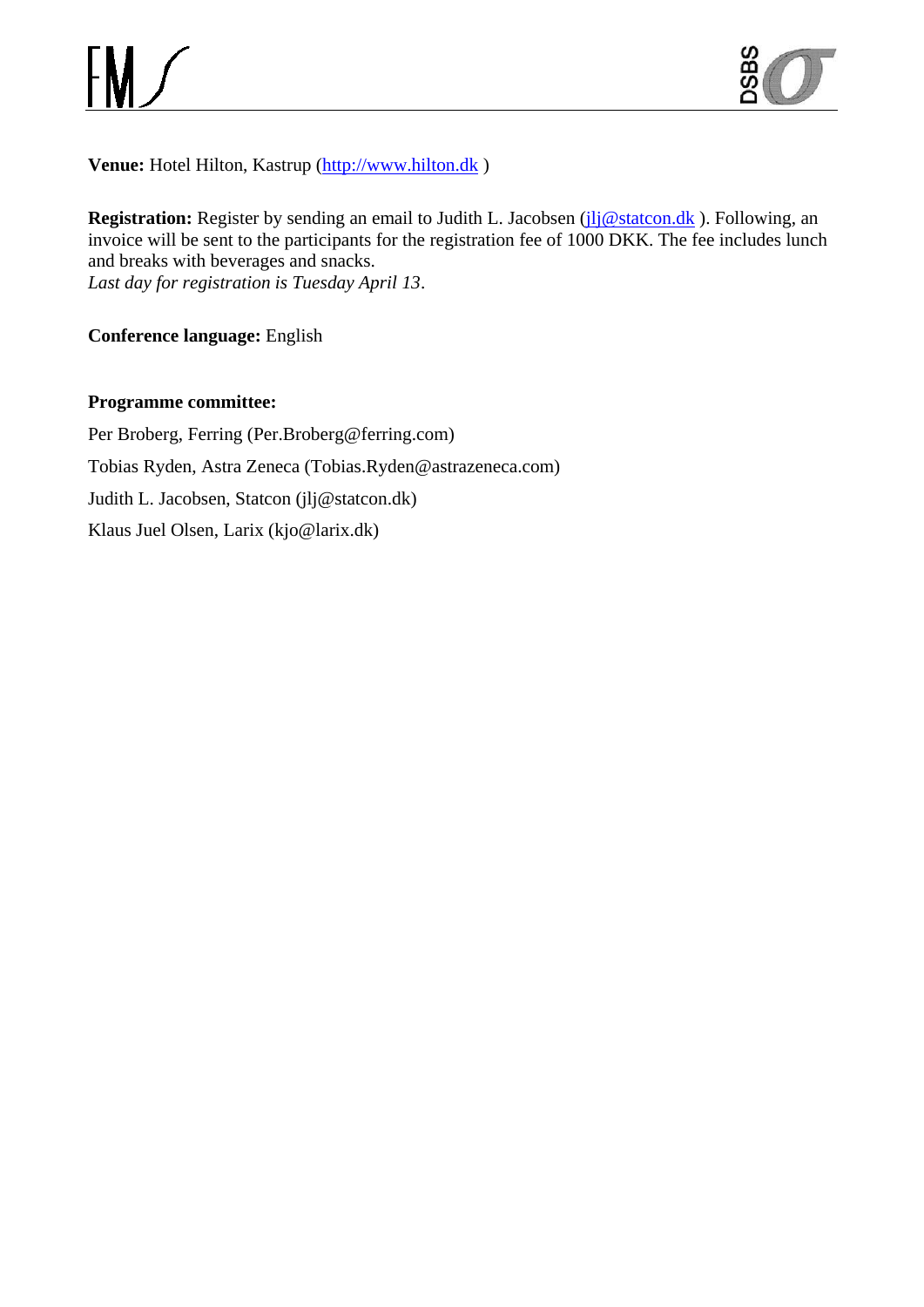**Venue:** Hotel Hilton, Kastrup (http://www.hilton.dk )

**Registration:** Register by sending an email to Judith L. Jacobsen (jlj@statcon.dk ). Following, an invoice will be sent to the participants for the registration fee of 1000 DKK. The fee includes lunch and breaks with beverages and snacks.
*Last day for registration is Tuesday April 13*.

**Conference language:** English

**Programme committee:**

Per Broberg, Ferring (Per.Broberg@ferring.com)

Tobias Ryden, Astra Zeneca (Tobias.Ryden@astrazeneca.com)

Judith L. Jacobsen, Statcon (jlj@statcon.dk)

Klaus Juel Olsen, Larix (kjo@larix.dk)